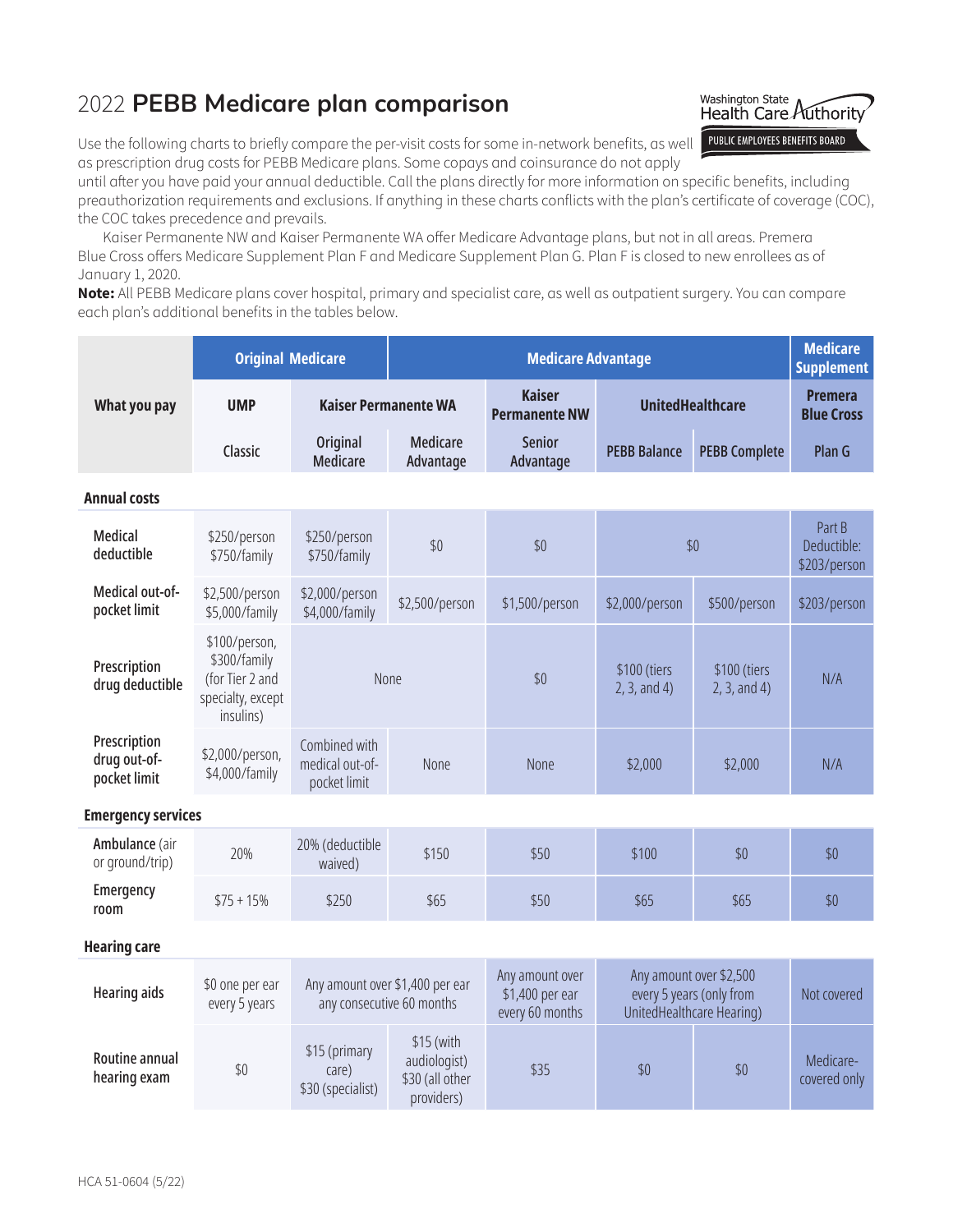# 2022 **PEBB Medicare plan comparison**

Washington State Health Care Authority
PUBLIC EMPLOYEES BENEFITS BOARD

Use the following charts to briefly compare the per-visit costs for some in-network benefits, as well as prescription drug costs for PEBB Medicare plans. Some copays and coinsurance do not apply until after you have paid your annual deductible. Call the plans directly for more information on specific benefits, including preauthorization requirements and exclusions. If anything in these charts conflicts with the plan's certificate of coverage (COC), the COC takes precedence and prevails.

Kaiser Permanente NW and Kaiser Permanente WA offer Medicare Advantage plans, but not in all areas. Premera Blue Cross offers Medicare Supplement Plan F and Medicare Supplement Plan G. Plan F is closed to new enrollees as of January 1, 2020.

**Note:** All PEBB Medicare plans cover hospital, primary and specialist care, as well as outpatient surgery. You can compare each plan's additional benefits in the tables below.

| What you pay | Original Medicare | Medicare Advantage | | | | | Medicare Supplement |
|---|---|---|---|---|---|---|---|
| | UMP | Kaiser Permanente WA | | Kaiser Permanente NW | UnitedHealthcare | | Premera Blue Cross |
| | Classic | Original Medicare | Medicare Advantage | Senior Advantage | PEBB Balance | PEBB Complete | Plan G |
| **Annual costs** | | | | | | | |
| Medical deductible | $250/person $750/family | $250/person $750/family | $0 | $0 | $0 | | Part B Deductible: $203/person |
| Medical out-of-pocket limit | $2,500/person $5,000/family | $2,000/person $4,000/family | $2,500/person | $1,500/person | $2,000/person | $500/person | $203/person |
| Prescription drug deductible | $100/person, $300/family (for Tier 2 and specialty, except insulins) | None | | $0 | $100 (tiers 2, 3, and 4) | $100 (tiers 2, 3, and 4) | N/A |
| Prescription drug out-of-pocket limit | $2,000/person, $4,000/family | Combined with medical out-of-pocket limit | None | None | $2,000 | $2,000 | N/A |
| **Emergency services** | | | | | | | |
| Ambulance (air or ground/trip) | 20% | 20% (deductible waived) | $150 | $50 | $100 | $0 | $0 |
| Emergency room | $75 + 15% | $250 | $65 | $50 | $65 | $65 | $0 |
| **Hearing care** | | | | | | | |
| Hearing aids | $0 one per ear every 5 years | Any amount over $1,400 per ear any consecutive 60 months | | Any amount over $1,400 per ear every 60 months | Any amount over $2,500 every 5 years (only from UnitedHealthcare Hearing) | | Not covered |
| Routine annual hearing exam | $0 | $15 (primary care) $30 (specialist) | $15 (with audiologist) $30 (all other providers) | $35 | $0 | $0 | Medicare-covered only |

HCA 51-0604 (5/22)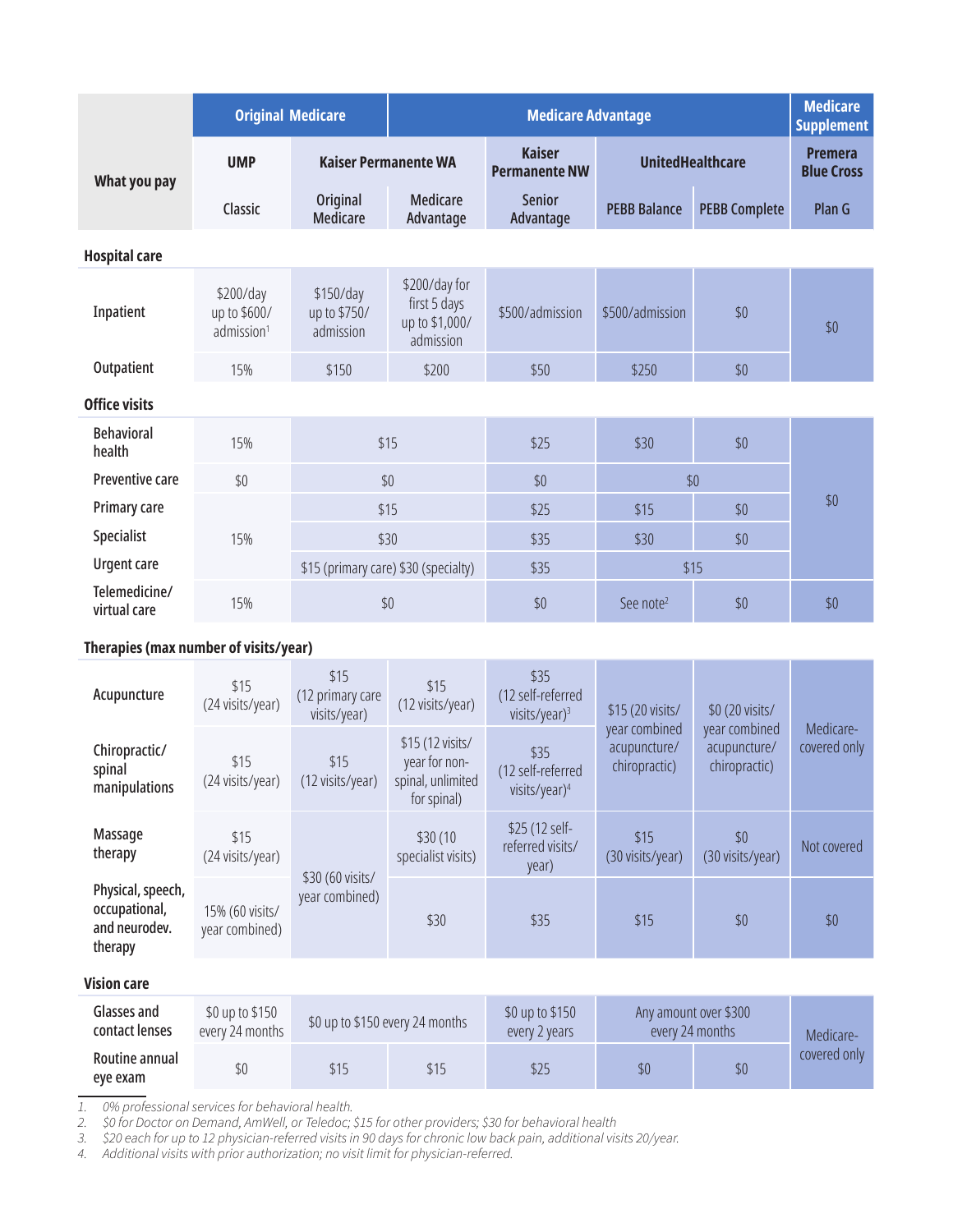| What you pay | Original Medicare | | Medicare Advantage | | | | Medicare Supplement |
|---|---|---|---|---|---|---|---|
| | UMP | Kaiser Permanente WA | | Kaiser Permanente NW | UnitedHealthcare | | Premera Blue Cross |
| | Classic | Original Medicare | Medicare Advantage | Senior Advantage | PEBB Balance | PEBB Complete | Plan G |
| **Hospital care** | | | | | | | |
| Inpatient | $200/day up to $600/ admission[1] | $150/day up to $750/ admission | $200/day for first 5 days up to $1,000/ admission | $500/admission | $500/admission | $0 | $0 |
| Outpatient | 15% | $150 | $200 | $50 | $250 | $0 | $0 |
| **Office visits** | | | | | | | |
| Behavioral health | 15% | $15 | $15 | $25 | $30 | $0 | $0 |
| Preventive care | $0 | $0 | $0 | $0 | $0 | $0 | $0 |
| Primary care | 15% | $15 | $15 | $25 | $15 | $0 | $0 |
| Specialist | 15% | $30 | $30 | $35 | $30 | $0 | $0 |
| Urgent care | 15% | $15 (primary care) $30 (specialty) | $15 (primary care) $30 (specialty) | $35 | $15 | $15 | $0 |
| Telemedicine/ virtual care | 15% | $0 | $0 | $0 | See note[2] | $0 | $0 |
| **Therapies (max number of visits/year)** | | | | | | | |
| Acupuncture | $15 (24 visits/year) | $15 (12 primary care visits/year) | $15 (12 visits/year) | $35 (12 self-referred visits/year)[3] | $15 (20 visits/ year combined acupuncture/ chiropractic) | $0 (20 visits/ year combined acupuncture/ chiropractic) | Medicare-covered only |
| Chiropractic/ spinal manipulations | $15 (24 visits/year) | $15 (12 visits/year) | $15 (12 visits/ year for non-spinal, unlimited for spinal) | $35 (12 self-referred visits/year)[4] | $15 (20 visits/ year combined acupuncture/ chiropractic) | $0 (20 visits/ year combined acupuncture/ chiropractic) | Medicare-covered only |
| Massage therapy | $15 (24 visits/year) | $30 (60 visits/ year combined) | $30 (10 specialist visits) | $25 (12 self-referred visits/ year) | $15 (30 visits/year) | $0 (30 visits/year) | Not covered |
| Physical, speech, occupational, and neurodev. therapy | 15% (60 visits/ year combined) | $30 (60 visits/ year combined) | $30 | $35 | $15 | $0 | $0 |
| **Vision care** | | | | | | | |
| Glasses and contact lenses | $0 up to $150 every 24 months | $0 up to $150 every 24 months | $0 up to $150 every 24 months | $0 up to $150 every 2 years | Any amount over $300 every 24 months | Any amount over $300 every 24 months | Medicare-covered only |
| Routine annual eye exam | $0 | $15 | $15 | $25 | $0 | $0 | Medicare-covered only |

1. *0% professional services for behavioral health.*
2. *$0 for Doctor on Demand, AmWell, or Teledoc; $15 for other providers; $30 for behavioral health*
3. *$20 each for up to 12 physician-referred visits in 90 days for chronic low back pain, additional visits 20/year.*
4. *Additional visits with prior authorization; no visit limit for physician-referred.*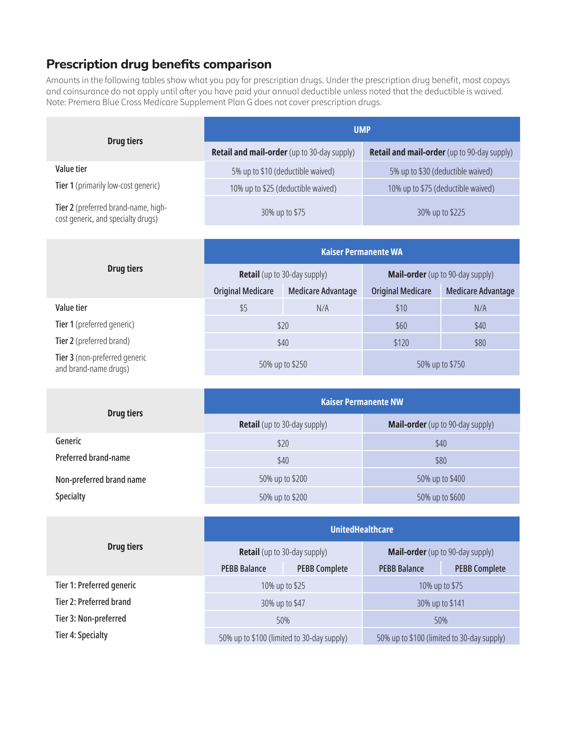## Prescription drug benefits comparison

Amounts in the following tables show what you pay for prescription drugs. Under the prescription drug benefit, most copays and coinsurance do not apply until after you have paid your annual deductible unless noted that the deductible is waived. Note: Premera Blue Cross Medicare Supplement Plan G does not cover prescription drugs.

| Drug tiers | UMP | |
|---|---|---|
| | **Retail and mail-order** (up to 30-day supply) | **Retail and mail-order** (up to 90-day supply) |
| Value tier | 5% up to $10 (deductible waived) | 5% up to $30 (deductible waived) |
| **Tier 1** (primarily low-cost generic) | 10% up to $25 (deductible waived) | 10% up to $75 (deductible waived) |
| **Tier 2** (preferred brand-name, high-cost generic, and specialty drugs) | 30% up to $75 | 30% up to $225 |

| Drug tiers | Kaiser Permanente WA | | | |
|---|---|---|---|---|
| | **Retail** (up to 30-day supply) | | **Mail-order** (up to 90-day supply) | |
| | Original Medicare | Medicare Advantage | Original Medicare | Medicare Advantage |
| Value tier | $5 | N/A | $10 | N/A |
| **Tier 1** (preferred generic) | $20 | | $60 | $40 |
| **Tier 2** (preferred brand) | $40 | | $120 | $80 |
| **Tier 3** (non-preferred generic and brand-name drugs) | 50% up to $250 | | 50% up to $750 | |

| Drug tiers | Kaiser Permanente NW | |
|---|---|---|
| | **Retail** (up to 30-day supply) | **Mail-order** (up to 90-day supply) |
| Generic | $20 | $40 |
| Preferred brand-name | $40 | $80 |
| Non-preferred brand name | 50% up to $200 | 50% up to $400 |
| Specialty | 50% up to $200 | 50% up to $600 |

| Drug tiers | UnitedHealthcare | | | |
|---|---|---|---|---|
| | **Retail** (up to 30-day supply) | | **Mail-order** (up to 90-day supply) | |
| | PEBB Balance | PEBB Complete | PEBB Balance | PEBB Complete |
| Tier 1: Preferred generic | 10% up to $25 | | 10% up to $75 | |
| Tier 2: Preferred brand | 30% up to $47 | | 30% up to $141 | |
| Tier 3: Non-preferred | 50% | | 50% | |
| Tier 4: Specialty | 50% up to $100 (limited to 30-day supply) | | 50% up to $100 (limited to 30-day supply) | |